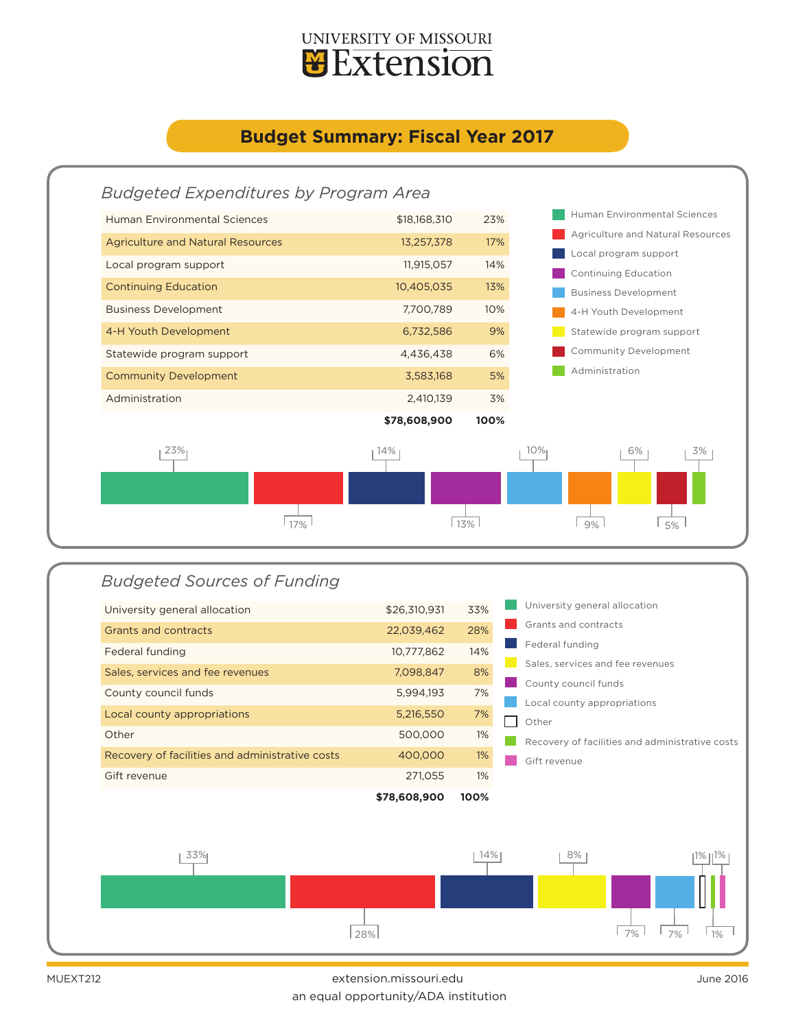UNIVERSITY OF MISSOURI
# Extension

## Budget Summary: Fiscal Year 2017

### *Budgeted Expenditures by Program Area*

| Program Area | Amount | Percent |
|---|---|---|
| Human Environmental Sciences | $18,168,310 | 23% |
| Agriculture and Natural Resources | 13,257,378 | 17% |
| Local program support | 11,915,057 | 14% |
| Continuing Education | 10,405,035 | 13% |
| Business Development | 7,700,789 | 10% |
| 4-H Youth Development | 6,732,586 | 9% |
| Statewide program support | 4,436,438 | 6% |
| Community Development | 3,583,168 | 5% |
| Administration | 2,410,139 | 3% |
| | **$78,608,900** | **100%** |

### *Budgeted Sources of Funding*

| Source | Amount | Percent |
|---|---|---|
| University general allocation | $26,310,931 | 33% |
| Grants and contracts | 22,039,462 | 28% |
| Federal funding | 10,777,862 | 14% |
| Sales, services and fee revenues | 7,098,847 | 8% |
| County council funds | 5,994,193 | 7% |
| Local county appropriations | 5,216,550 | 7% |
| Other | 500,000 | 1% |
| Recovery of facilities and administrative costs | 400,000 | 1% |
| Gift revenue | 271,055 | 1% |
| | **$78,608,900** | **100%** |

MUEXT212

extension.missouri.edu
an equal opportunity/ADA institution

June 2016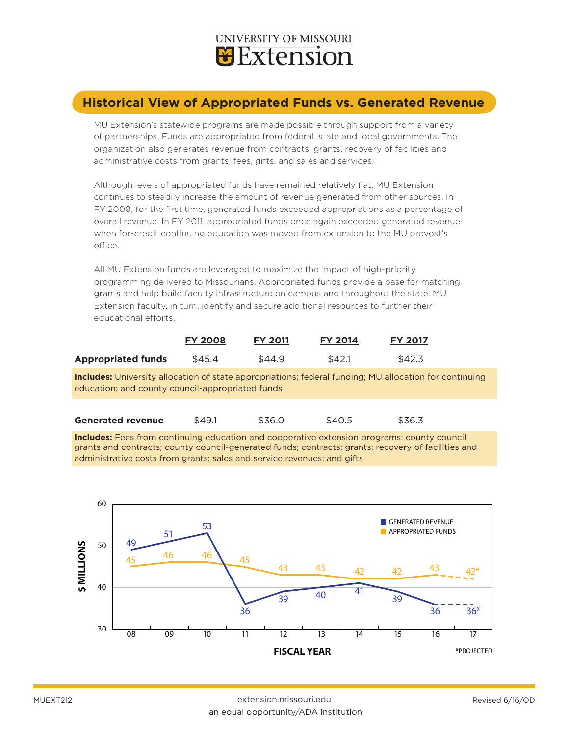UNIVERSITY OF MISSOURI
Extension

## Historical View of Appropriated Funds vs. Generated Revenue

MU Extension's statewide programs are made possible through support from a variety of partnerships. Funds are appropriated from federal, state and local governments. The organization also generates revenue from contracts, grants, recovery of facilities and administrative costs from grants, fees, gifts, and sales and services.

Although levels of appropriated funds have remained relatively flat, MU Extension continues to steadily increase the amount of revenue generated from other sources. In FY 2008, for the first time, generated funds exceeded appropriations as a percentage of overall revenue. In FY 2011, appropriated funds once again exceeded generated revenue when for-credit continuing education was moved from extension to the MU provost's office.

All MU Extension funds are leveraged to maximize the impact of high-priority programming delivered to Missourians. Appropriated funds provide a base for matching grants and help build faculty infrastructure on campus and throughout the state. MU Extension faculty, in turn, identify and secure additional resources to further their educational efforts.

| | FY 2008 | FY 2011 | FY 2014 | FY 2017 |
|---|---|---|---|---|
| **Appropriated funds** | $45.4 | $44.9 | $42.1 | $42.3 |
| **Includes:** University allocation of state appropriations; federal funding; MU allocation for continuing education; and county council-appropriated funds | | | | |
| **Generated revenue** | $49.1 | $36.0 | $40.5 | $36.3 |
| **Includes:** Fees from continuing education and cooperative extension programs; county council grants and contracts; county council-generated funds; contracts; grants; recovery of facilities and administrative costs from grants; sales and service revenues; and gifts | | | | |

$ MILLIONS
60
50
40
30

GENERATED REVENUE
APPROPRIATED FUNDS

Generated revenue: 49 51 53 36 39 40 41 39 36 36*
Appropriated funds: 45 46 46 45 43 43 42 42 43 42*

08 09 10 11 12 13 14 15 16 17

FISCAL YEAR

*PROJECTED

MUEXT212

extension.missouri.edu
an equal opportunity/ADA institution

Revised 6/16/OD